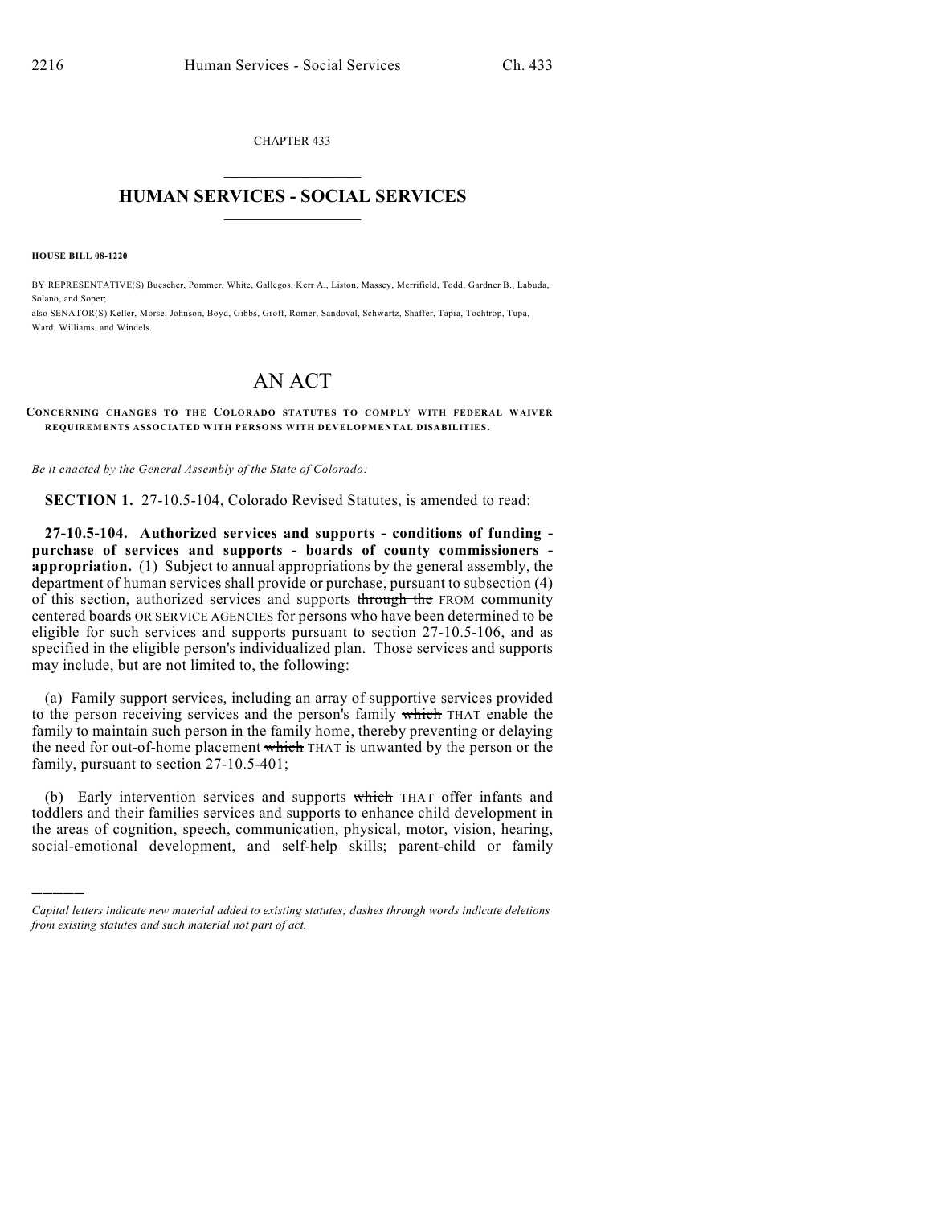CHAPTER 433

## HUMAN SERVICES - SOCIAL SERVICES

**HOUSE BILL 08-1220**

BY REPRESENTATIVE(S) Buescher, Pommer, White, Gallegos, Kerr A., Liston, Massey, Merrifield, Todd, Gardner B., Labuda, Solano, and Soper;
also SENATOR(S) Keller, Morse, Johnson, Boyd, Gibbs, Groff, Romer, Sandoval, Schwartz, Shaffer, Tapia, Tochtrop, Tupa, Ward, Williams, and Windels.

# AN ACT

**CONCERNING CHANGES TO THE COLORADO STATUTES TO COMPLY WITH FEDERAL WAIVER REQUIREMENTS ASSOCIATED WITH PERSONS WITH DEVELOPMENTAL DISABILITIES.**

*Be it enacted by the General Assembly of the State of Colorado:*

**SECTION 1.** 27-10.5-104, Colorado Revised Statutes, is amended to read:

**27-10.5-104. Authorized services and supports - conditions of funding - purchase of services and supports - boards of county commissioners - appropriation.** (1) Subject to annual appropriations by the general assembly, the department of human services shall provide or purchase, pursuant to subsection (4) of this section, authorized services and supports ~~through the~~ FROM community centered boards OR SERVICE AGENCIES for persons who have been determined to be eligible for such services and supports pursuant to section 27-10.5-106, and as specified in the eligible person's individualized plan. Those services and supports may include, but are not limited to, the following:

(a) Family support services, including an array of supportive services provided to the person receiving services and the person's family ~~which~~ THAT enable the family to maintain such person in the family home, thereby preventing or delaying the need for out-of-home placement ~~which~~ THAT is unwanted by the person or the family, pursuant to section 27-10.5-401;

(b) Early intervention services and supports ~~which~~ THAT offer infants and toddlers and their families services and supports to enhance child development in the areas of cognition, speech, communication, physical, motor, vision, hearing, social-emotional development, and self-help skills; parent-child or family

---

*Capital letters indicate new material added to existing statutes; dashes through words indicate deletions from existing statutes and such material not part of act.*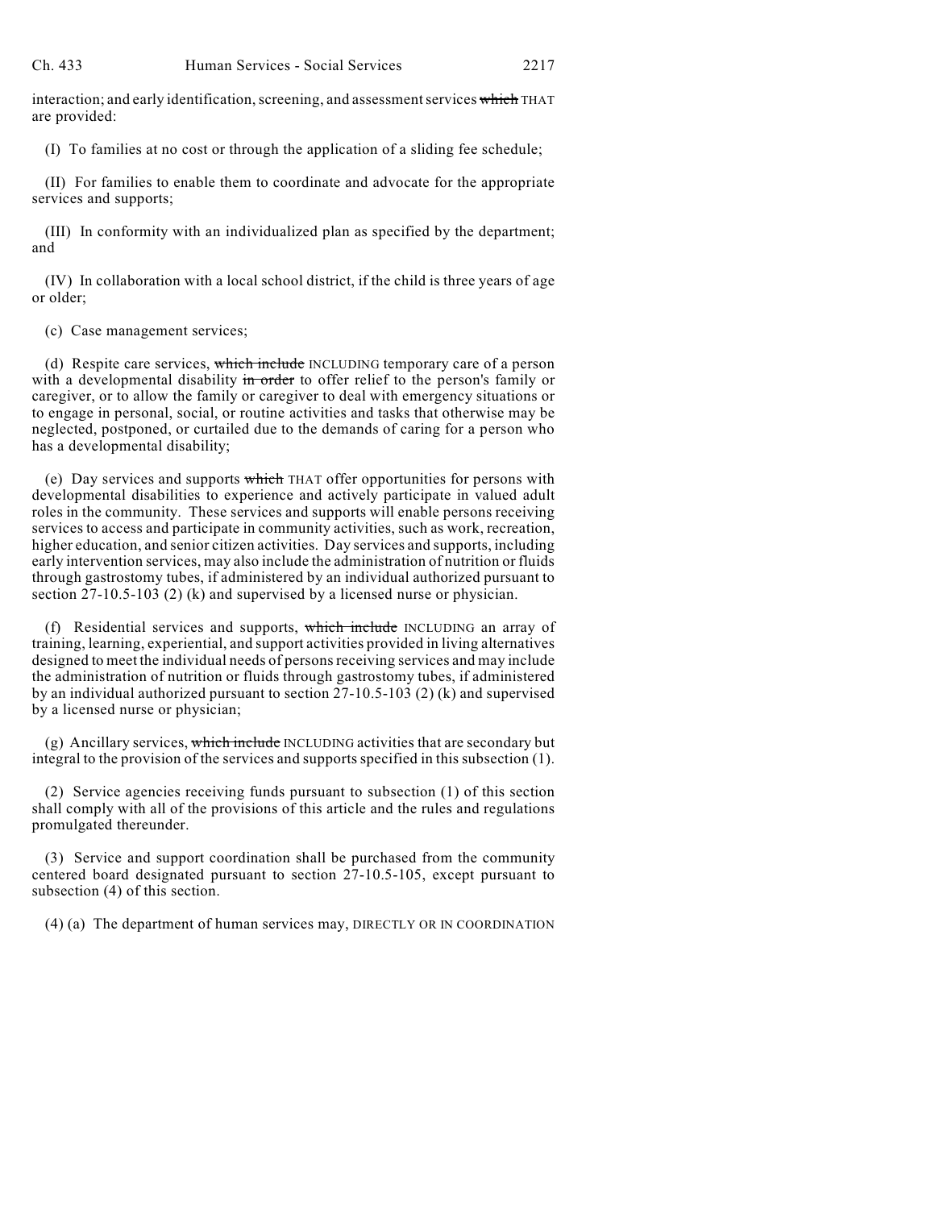interaction; and early identification, screening, and assessment services ~~which~~ THAT are provided:

(I) To families at no cost or through the application of a sliding fee schedule;

(II) For families to enable them to coordinate and advocate for the appropriate services and supports;

(III) In conformity with an individualized plan as specified by the department; and

(IV) In collaboration with a local school district, if the child is three years of age or older;

(c) Case management services;

(d) Respite care services, ~~which include~~ INCLUDING temporary care of a person with a developmental disability ~~in order~~ to offer relief to the person's family or caregiver, or to allow the family or caregiver to deal with emergency situations or to engage in personal, social, or routine activities and tasks that otherwise may be neglected, postponed, or curtailed due to the demands of caring for a person who has a developmental disability;

(e) Day services and supports ~~which~~ THAT offer opportunities for persons with developmental disabilities to experience and actively participate in valued adult roles in the community. These services and supports will enable persons receiving services to access and participate in community activities, such as work, recreation, higher education, and senior citizen activities. Day services and supports, including early intervention services, may also include the administration of nutrition or fluids through gastrostomy tubes, if administered by an individual authorized pursuant to section 27-10.5-103 (2) (k) and supervised by a licensed nurse or physician.

(f) Residential services and supports, ~~which include~~ INCLUDING an array of training, learning, experiential, and support activities provided in living alternatives designed to meet the individual needs of persons receiving services and may include the administration of nutrition or fluids through gastrostomy tubes, if administered by an individual authorized pursuant to section 27-10.5-103 (2) (k) and supervised by a licensed nurse or physician;

(g) Ancillary services, ~~which include~~ INCLUDING activities that are secondary but integral to the provision of the services and supports specified in this subsection (1).

(2) Service agencies receiving funds pursuant to subsection (1) of this section shall comply with all of the provisions of this article and the rules and regulations promulgated thereunder.

(3) Service and support coordination shall be purchased from the community centered board designated pursuant to section 27-10.5-105, except pursuant to subsection (4) of this section.

(4) (a) The department of human services may, DIRECTLY OR IN COORDINATION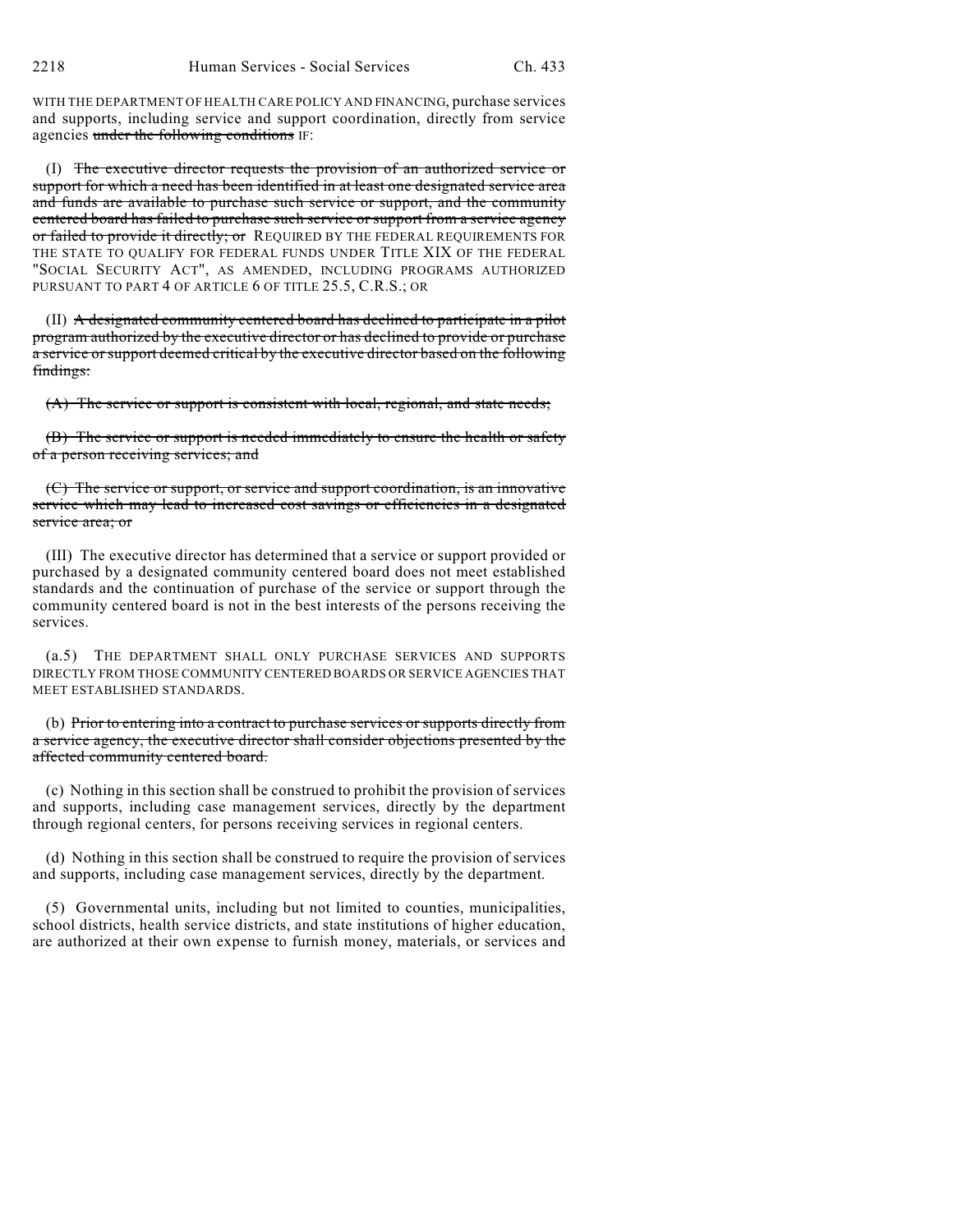WITH THE DEPARTMENT OF HEALTH CARE POLICY AND FINANCING, purchase services and supports, including service and support coordination, directly from service agencies ~~under the following conditions~~ IF:

(I) ~~The executive director requests the provision of an authorized service or support for which a need has been identified in at least one designated service area and funds are available to purchase such service or support, and the community centered board has failed to purchase such service or support from a service agency or failed to provide it directly; or~~ REQUIRED BY THE FEDERAL REQUIREMENTS FOR THE STATE TO QUALIFY FOR FEDERAL FUNDS UNDER TITLE XIX OF THE FEDERAL "SOCIAL SECURITY ACT", AS AMENDED, INCLUDING PROGRAMS AUTHORIZED PURSUANT TO PART 4 OF ARTICLE 6 OF TITLE 25.5, C.R.S.; OR

(II) ~~A designated community centered board has declined to participate in a pilot program authorized by the executive director or has declined to provide or purchase a service or support deemed critical by the executive director based on the following findings:~~

~~(A) The service or support is consistent with local, regional, and state needs;~~

~~(B) The service or support is needed immediately to ensure the health or safety of a person receiving services; and~~

~~(C) The service or support, or service and support coordination, is an innovative service which may lead to increased cost savings or efficiencies in a designated service area; or~~

(III) The executive director has determined that a service or support provided or purchased by a designated community centered board does not meet established standards and the continuation of purchase of the service or support through the community centered board is not in the best interests of the persons receiving the services.

(a.5) THE DEPARTMENT SHALL ONLY PURCHASE SERVICES AND SUPPORTS DIRECTLY FROM THOSE COMMUNITY CENTERED BOARDS OR SERVICE AGENCIES THAT MEET ESTABLISHED STANDARDS.

(b) ~~Prior to entering into a contract to purchase services or supports directly from a service agency, the executive director shall consider objections presented by the affected community centered board.~~

(c) Nothing in this section shall be construed to prohibit the provision of services and supports, including case management services, directly by the department through regional centers, for persons receiving services in regional centers.

(d) Nothing in this section shall be construed to require the provision of services and supports, including case management services, directly by the department.

(5) Governmental units, including but not limited to counties, municipalities, school districts, health service districts, and state institutions of higher education, are authorized at their own expense to furnish money, materials, or services and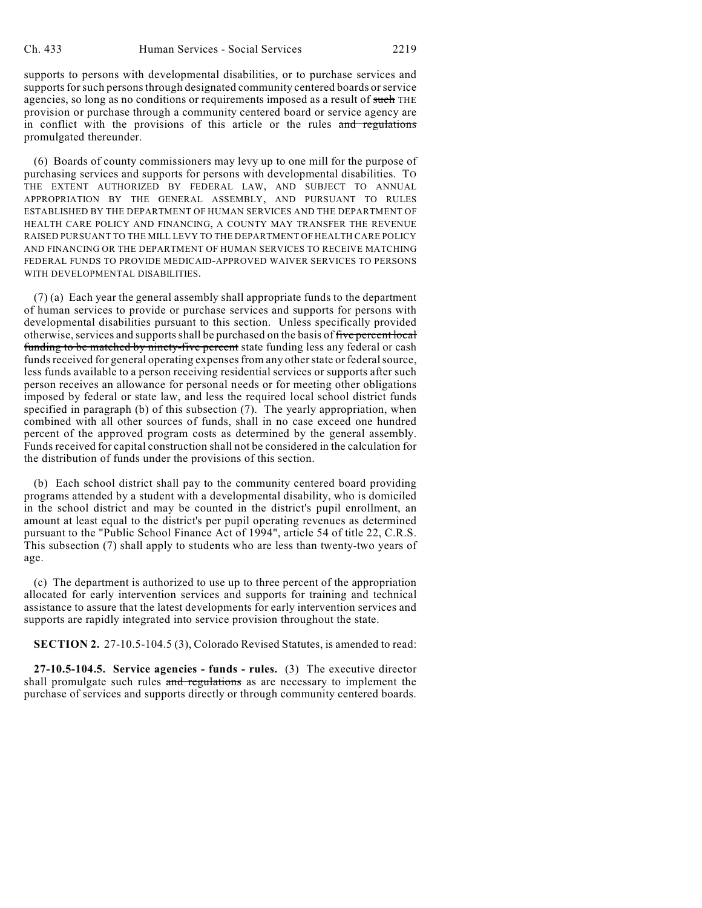supports to persons with developmental disabilities, or to purchase services and supports for such persons through designated community centered boards or service agencies, so long as no conditions or requirements imposed as a result of ~~such~~ THE provision or purchase through a community centered board or service agency are in conflict with the provisions of this article or the rules ~~and regulations~~ promulgated thereunder.

(6) Boards of county commissioners may levy up to one mill for the purpose of purchasing services and supports for persons with developmental disabilities. TO THE EXTENT AUTHORIZED BY FEDERAL LAW, AND SUBJECT TO ANNUAL APPROPRIATION BY THE GENERAL ASSEMBLY, AND PURSUANT TO RULES ESTABLISHED BY THE DEPARTMENT OF HUMAN SERVICES AND THE DEPARTMENT OF HEALTH CARE POLICY AND FINANCING, A COUNTY MAY TRANSFER THE REVENUE RAISED PURSUANT TO THE MILL LEVY TO THE DEPARTMENT OF HEALTH CARE POLICY AND FINANCING OR THE DEPARTMENT OF HUMAN SERVICES TO RECEIVE MATCHING FEDERAL FUNDS TO PROVIDE MEDICAID-APPROVED WAIVER SERVICES TO PERSONS WITH DEVELOPMENTAL DISABILITIES.

(7) (a) Each year the general assembly shall appropriate funds to the department of human services to provide or purchase services and supports for persons with developmental disabilities pursuant to this section. Unless specifically provided otherwise, services and supports shall be purchased on the basis of ~~five percent local funding to be matched by ninety-five percent~~ state funding less any federal or cash funds received for general operating expenses from any other state or federal source, less funds available to a person receiving residential services or supports after such person receives an allowance for personal needs or for meeting other obligations imposed by federal or state law, and less the required local school district funds specified in paragraph (b) of this subsection (7). The yearly appropriation, when combined with all other sources of funds, shall in no case exceed one hundred percent of the approved program costs as determined by the general assembly. Funds received for capital construction shall not be considered in the calculation for the distribution of funds under the provisions of this section.

(b) Each school district shall pay to the community centered board providing programs attended by a student with a developmental disability, who is domiciled in the school district and may be counted in the district's pupil enrollment, an amount at least equal to the district's per pupil operating revenues as determined pursuant to the "Public School Finance Act of 1994", article 54 of title 22, C.R.S. This subsection (7) shall apply to students who are less than twenty-two years of age.

(c) The department is authorized to use up to three percent of the appropriation allocated for early intervention services and supports for training and technical assistance to assure that the latest developments for early intervention services and supports are rapidly integrated into service provision throughout the state.

**SECTION 2.** 27-10.5-104.5 (3), Colorado Revised Statutes, is amended to read:

**27-10.5-104.5. Service agencies - funds - rules.** (3) The executive director shall promulgate such rules ~~and regulations~~ as are necessary to implement the purchase of services and supports directly or through community centered boards.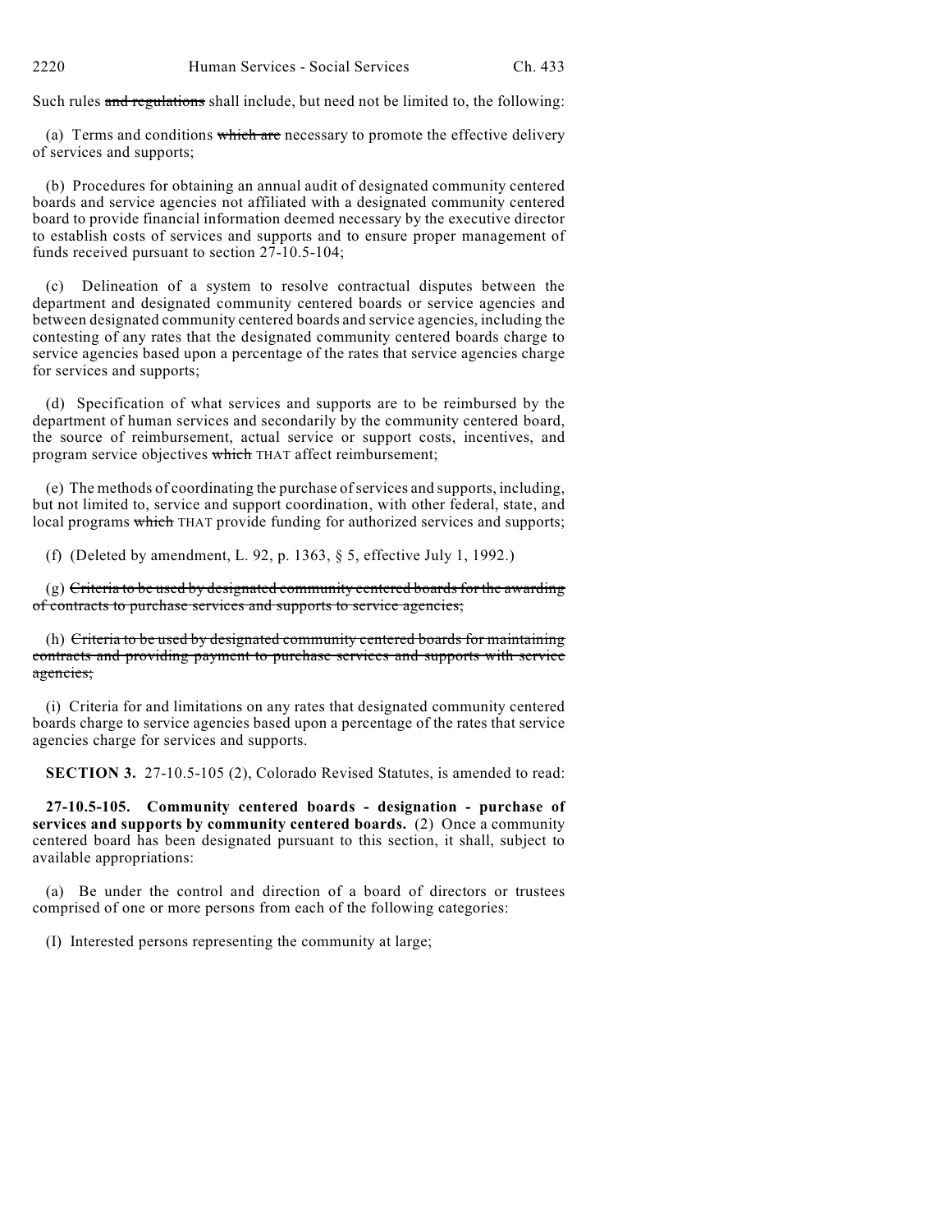Such rules ~~and regulations~~ shall include, but need not be limited to, the following:

(a) Terms and conditions ~~which are~~ necessary to promote the effective delivery of services and supports;

(b) Procedures for obtaining an annual audit of designated community centered boards and service agencies not affiliated with a designated community centered board to provide financial information deemed necessary by the executive director to establish costs of services and supports and to ensure proper management of funds received pursuant to section 27-10.5-104;

(c) Delineation of a system to resolve contractual disputes between the department and designated community centered boards or service agencies and between designated community centered boards and service agencies, including the contesting of any rates that the designated community centered boards charge to service agencies based upon a percentage of the rates that service agencies charge for services and supports;

(d) Specification of what services and supports are to be reimbursed by the department of human services and secondarily by the community centered board, the source of reimbursement, actual service or support costs, incentives, and program service objectives ~~which~~ THAT affect reimbursement;

(e) The methods of coordinating the purchase of services and supports, including, but not limited to, service and support coordination, with other federal, state, and local programs ~~which~~ THAT provide funding for authorized services and supports;

(f) (Deleted by amendment, L. 92, p. 1363, § 5, effective July 1, 1992.)

(g) ~~Criteria to be used by designated community centered boards for the awarding of contracts to purchase services and supports to service agencies;~~

(h) ~~Criteria to be used by designated community centered boards for maintaining contracts and providing payment to purchase services and supports with service agencies;~~

(i) Criteria for and limitations on any rates that designated community centered boards charge to service agencies based upon a percentage of the rates that service agencies charge for services and supports.

**SECTION 3.** 27-10.5-105 (2), Colorado Revised Statutes, is amended to read:

**27-10.5-105. Community centered boards - designation - purchase of services and supports by community centered boards.** (2) Once a community centered board has been designated pursuant to this section, it shall, subject to available appropriations:

(a) Be under the control and direction of a board of directors or trustees comprised of one or more persons from each of the following categories:

(I) Interested persons representing the community at large;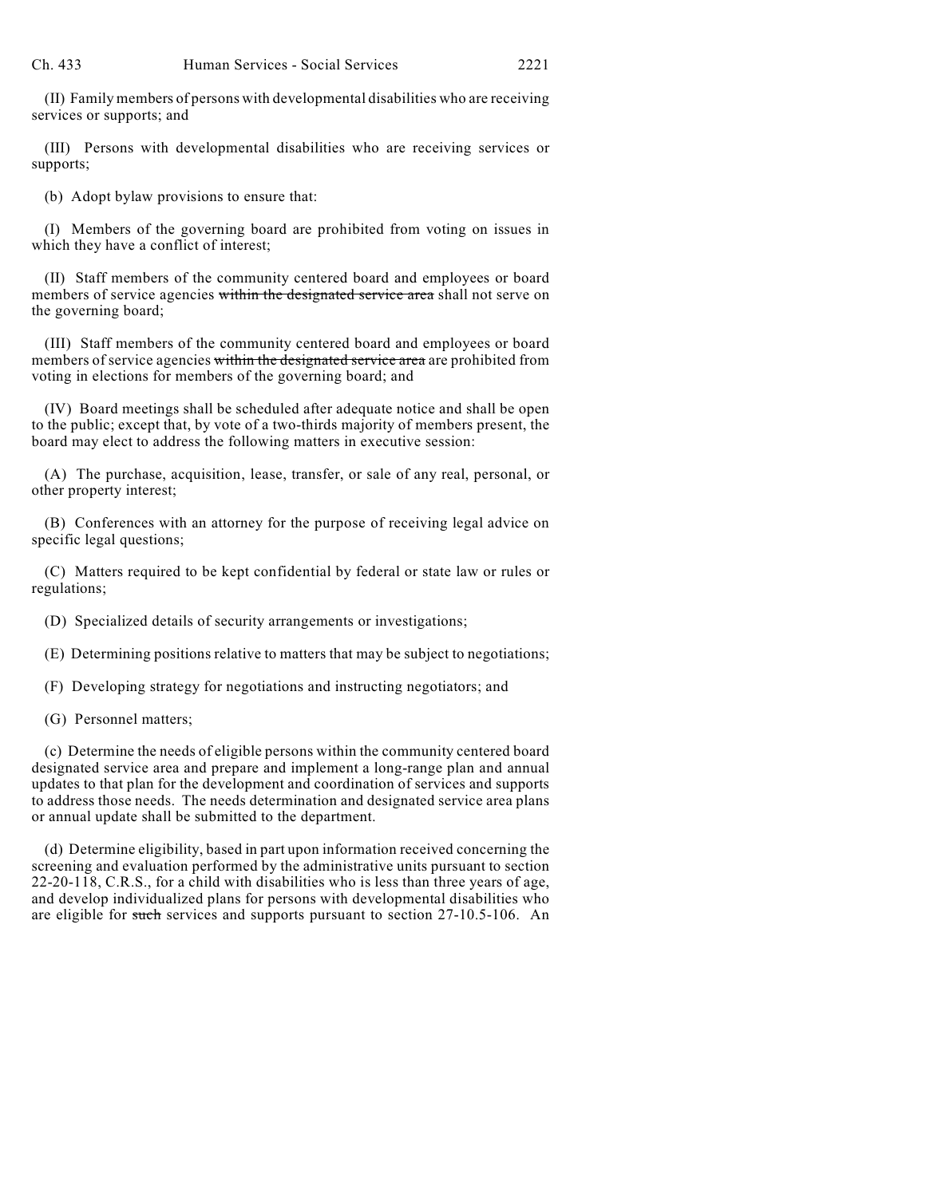(II) Family members of persons with developmental disabilities who are receiving services or supports; and

(III) Persons with developmental disabilities who are receiving services or supports;

(b) Adopt bylaw provisions to ensure that:

(I) Members of the governing board are prohibited from voting on issues in which they have a conflict of interest;

(II) Staff members of the community centered board and employees or board members of service agencies ~~within the designated service area~~ shall not serve on the governing board;

(III) Staff members of the community centered board and employees or board members of service agencies ~~within the designated service area~~ are prohibited from voting in elections for members of the governing board; and

(IV) Board meetings shall be scheduled after adequate notice and shall be open to the public; except that, by vote of a two-thirds majority of members present, the board may elect to address the following matters in executive session:

(A) The purchase, acquisition, lease, transfer, or sale of any real, personal, or other property interest;

(B) Conferences with an attorney for the purpose of receiving legal advice on specific legal questions;

(C) Matters required to be kept confidential by federal or state law or rules or regulations;

(D) Specialized details of security arrangements or investigations;

(E) Determining positions relative to matters that may be subject to negotiations;

(F) Developing strategy for negotiations and instructing negotiators; and

(G) Personnel matters;

(c) Determine the needs of eligible persons within the community centered board designated service area and prepare and implement a long-range plan and annual updates to that plan for the development and coordination of services and supports to address those needs. The needs determination and designated service area plans or annual update shall be submitted to the department.

(d) Determine eligibility, based in part upon information received concerning the screening and evaluation performed by the administrative units pursuant to section 22-20-118, C.R.S., for a child with disabilities who is less than three years of age, and develop individualized plans for persons with developmental disabilities who are eligible for ~~such~~ services and supports pursuant to section 27-10.5-106. An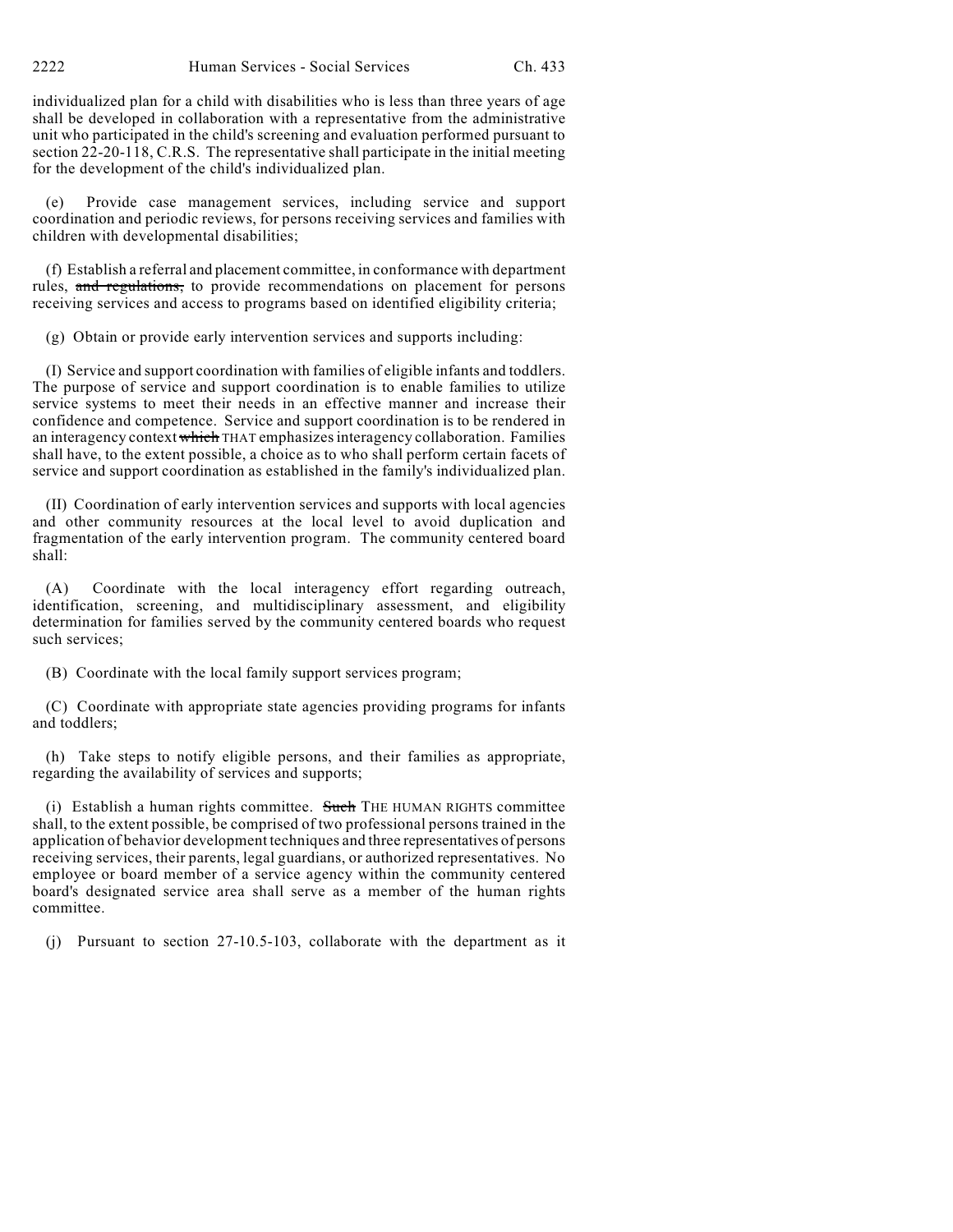individualized plan for a child with disabilities who is less than three years of age shall be developed in collaboration with a representative from the administrative unit who participated in the child's screening and evaluation performed pursuant to section 22-20-118, C.R.S. The representative shall participate in the initial meeting for the development of the child's individualized plan.

(e) Provide case management services, including service and support coordination and periodic reviews, for persons receiving services and families with children with developmental disabilities;

(f) Establish a referral and placement committee, in conformance with department rules, ~~and regulations,~~ to provide recommendations on placement for persons receiving services and access to programs based on identified eligibility criteria;

(g) Obtain or provide early intervention services and supports including:

(I) Service and support coordination with families of eligible infants and toddlers. The purpose of service and support coordination is to enable families to utilize service systems to meet their needs in an effective manner and increase their confidence and competence. Service and support coordination is to be rendered in an interagency context ~~which~~ THAT emphasizes interagency collaboration. Families shall have, to the extent possible, a choice as to who shall perform certain facets of service and support coordination as established in the family's individualized plan.

(II) Coordination of early intervention services and supports with local agencies and other community resources at the local level to avoid duplication and fragmentation of the early intervention program. The community centered board shall:

(A) Coordinate with the local interagency effort regarding outreach, identification, screening, and multidisciplinary assessment, and eligibility determination for families served by the community centered boards who request such services;

(B) Coordinate with the local family support services program;

(C) Coordinate with appropriate state agencies providing programs for infants and toddlers;

(h) Take steps to notify eligible persons, and their families as appropriate, regarding the availability of services and supports;

(i) Establish a human rights committee. ~~Such~~ THE HUMAN RIGHTS committee shall, to the extent possible, be comprised of two professional persons trained in the application of behavior development techniques and three representatives of persons receiving services, their parents, legal guardians, or authorized representatives. No employee or board member of a service agency within the community centered board's designated service area shall serve as a member of the human rights committee.

(j) Pursuant to section 27-10.5-103, collaborate with the department as it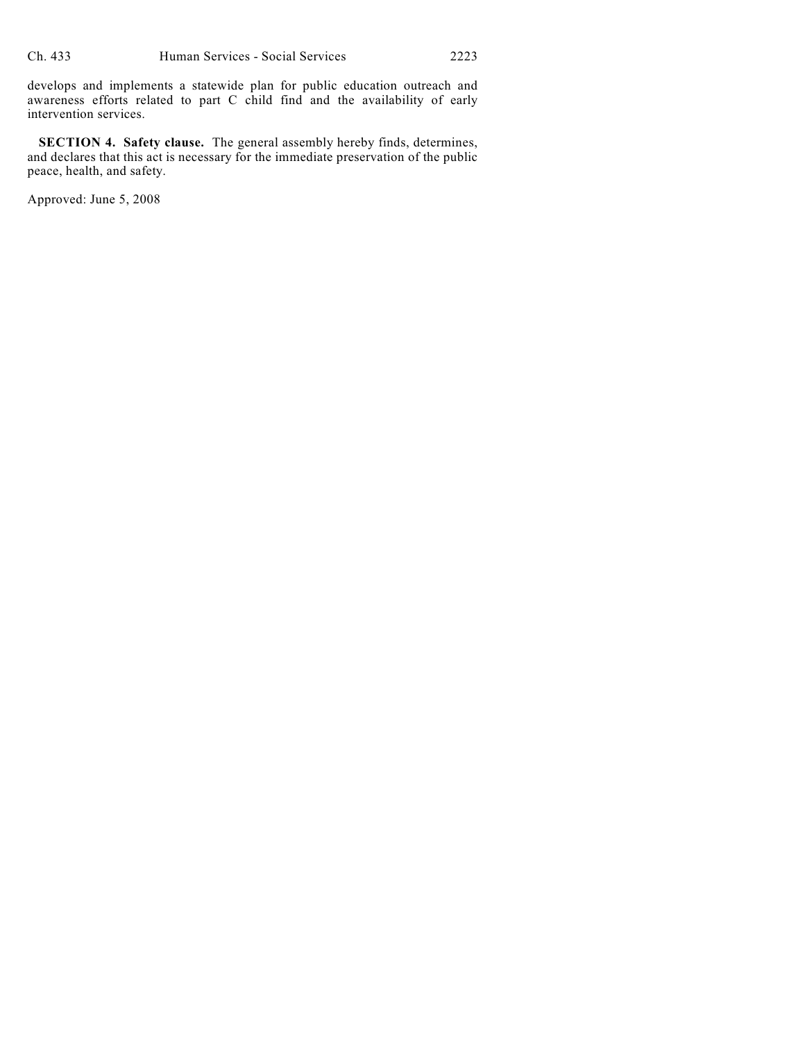develops and implements a statewide plan for public education outreach and awareness efforts related to part C child find and the availability of early intervention services.

**SECTION 4. Safety clause.** The general assembly hereby finds, determines, and declares that this act is necessary for the immediate preservation of the public peace, health, and safety.

Approved: June 5, 2008